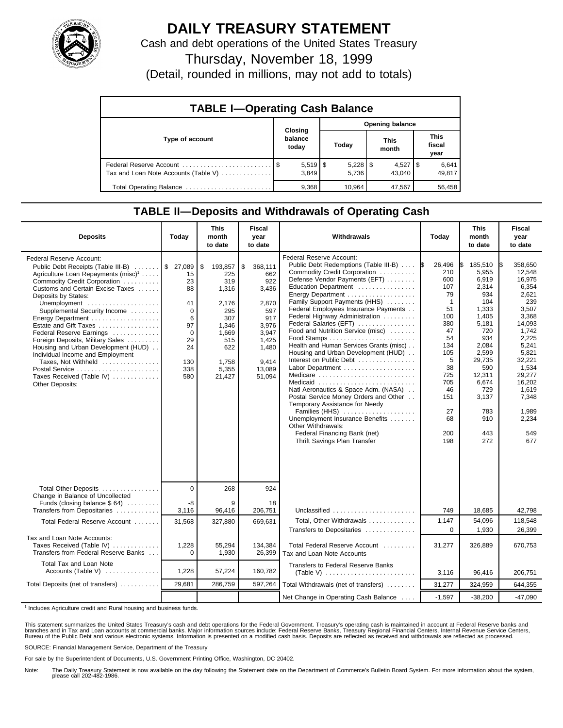# DAILY TREASURY STATEMENT

Cash and debt operations of the United States Treasury

Thursday, November 18, 1999

(Detail, rounded in millions, may not add to totals)

## TABLE I—Operating Cash Balance

| Type of account | Closing balance today | Opening balance Today | Opening balance This month | Opening balance This fiscal year |
|---|---|---|---|---|
| Federal Reserve Account | $ 5,519 | $ 5,228 | $ 4,527 | $ 6,641 |
| Tax and Loan Note Accounts (Table V) | 3,849 | 5,736 | 43,040 | 49,817 |
| Total Operating Balance | 9,368 | 10,964 | 47,567 | 56,458 |

## TABLE II—Deposits and Withdrawals of Operating Cash

| Deposits | Today | This month to date | Fiscal year to date | Withdrawals | Today | This month to date | Fiscal year to date |
|---|---|---|---|---|---|---|---|
| Federal Reserve Account: | | | | Federal Reserve Account: | | | |
| Public Debt Receipts (Table III-B) | $ 27,089 | $ 193,857 | $ 368,111 | Public Debt Redemptions (Table III-B) | $ 26,496 | $ 185,510 | $ 358,650 |
| Agriculture Loan Repayments (misc)[1] | 15 | 225 | 662 | Commodity Credit Corporation | 210 | 5,955 | 12,548 |
| Commodity Credit Corporation | 23 | 319 | 922 | Defense Vendor Payments (EFT) | 600 | 6,919 | 16,975 |
| Customs and Certain Excise Taxes | 88 | 1,316 | 3,436 | Education Department | 107 | 2,314 | 6,354 |
| Deposits by States: | | | | Energy Department | 79 | 934 | 2,621 |
| Unemployment | 41 | 2,176 | 2,870 | Family Support Payments (HHS) | 1 | 104 | 239 |
| Supplemental Security Income | 0 | 295 | 597 | Federal Employees Insurance Payments | 51 | 1,333 | 3,507 |
| Energy Department | 6 | 307 | 917 | Federal Highway Administration | 100 | 1,405 | 3,368 |
| Estate and Gift Taxes | 97 | 1,346 | 3,976 | Federal Salaries (EFT) | 380 | 5,181 | 14,093 |
| Federal Reserve Earnings | 0 | 1,669 | 3,947 | Food and Nutrition Service (misc) | 47 | 720 | 1,742 |
| Foreign Deposits, Military Sales | 29 | 515 | 1,425 | Food Stamps | 54 | 934 | 2,225 |
| Housing and Urban Development (HUD) | 24 | 622 | 1,480 | Health and Human Services Grants (misc) | 134 | 2,084 | 5,241 |
| Individual Income and Employment | | | | Housing and Urban Development (HUD) | 105 | 2,599 | 5,821 |
| Taxes, Not Withheld | 130 | 1,758 | 9,414 | Interest on Public Debt | 5 | 29,735 | 32,221 |
| Postal Service | 338 | 5,355 | 13,089 | Labor Department | 38 | 590 | 1,534 |
| Taxes Received (Table IV) | 580 | 21,427 | 51,094 | Medicare | 725 | 12,311 | 29,277 |
| Other Deposits: | | | | Medicaid | 705 | 6,674 | 16,202 |
| | | | | Natl Aeronautics & Space Adm. (NASA) | 46 | 729 | 1,619 |
| | | | | Postal Service Money Orders and Other | 151 | 3,137 | 7,348 |
| | | | | Temporary Assistance for Needy Families (HHS) | 27 | 783 | 1,989 |
| | | | | Unemployment Insurance Benefits | 68 | 910 | 2,234 |
| | | | | Other Withdrawals: | | | |
| | | | | Federal Financing Bank (net) | 200 | 443 | 549 |
| | | | | Thrift Savings Plan Transfer | 198 | 272 | 677 |
| Total Other Deposits | 0 | 268 | 924 | | | | |
| Change in Balance of Uncollected Funds (closing balance $ 64) | -8 | 9 | 18 | | | | |
| Transfers from Depositaries | 3,116 | 96,416 | 206,751 | Unclassified | 749 | 18,685 | 42,798 |
| Total Federal Reserve Account | 31,568 | 327,880 | 669,631 | Total, Other Withdrawals | 1,147 | 54,096 | 118,548 |
| | | | | Transfers to Depositaries | 0 | 1,930 | 26,399 |
| Tax and Loan Note Accounts: | | | | | | | |
| Taxes Received (Table IV) | 1,228 | 55,294 | 134,384 | Total Federal Reserve Account | 31,277 | 326,889 | 670,753 |
| Transfers from Federal Reserve Banks | 0 | 1,930 | 26,399 | Tax and Loan Note Accounts | | | |
| Total Tax and Loan Note Accounts (Table V) | 1,228 | 57,224 | 160,782 | Transfers to Federal Reserve Banks (Table V) | 3,116 | 96,416 | 206,751 |
| Total Deposits (net of transfers) | 29,681 | 286,759 | 597,264 | Total Withdrawals (net of transfers) | 31,277 | 324,959 | 644,355 |
| | | | | Net Change in Operating Cash Balance | -1,597 | -38,200 | -47,090 |

[1] Includes Agriculture credit and Rural housing and business funds.

This statement summarizes the United States Treasury's cash and debt operations for the Federal Government. Treasury's operating cash is maintained in account at Federal Reserve banks and branches and in Tax and Loan accounts at commercial banks. Major information sources include: Federal Reserve Banks, Treasury Regional Financial Centers, Internal Revenue Service Centers, Bureau of the Public Debt and various electronic systems. Information is presented on a modified cash basis. Deposits are reflected as received and withdrawals are reflected as processed.

SOURCE: Financial Management Service, Department of the Treasury

For sale by the Superintendent of Documents, U.S. Government Printing Office, Washington, DC 20402.

Note: The Daily Treasury Statement is now available on the day following the Statement date on the Department of Commerce's Bulletin Board System. For more information about the system, please call 202-482-1986.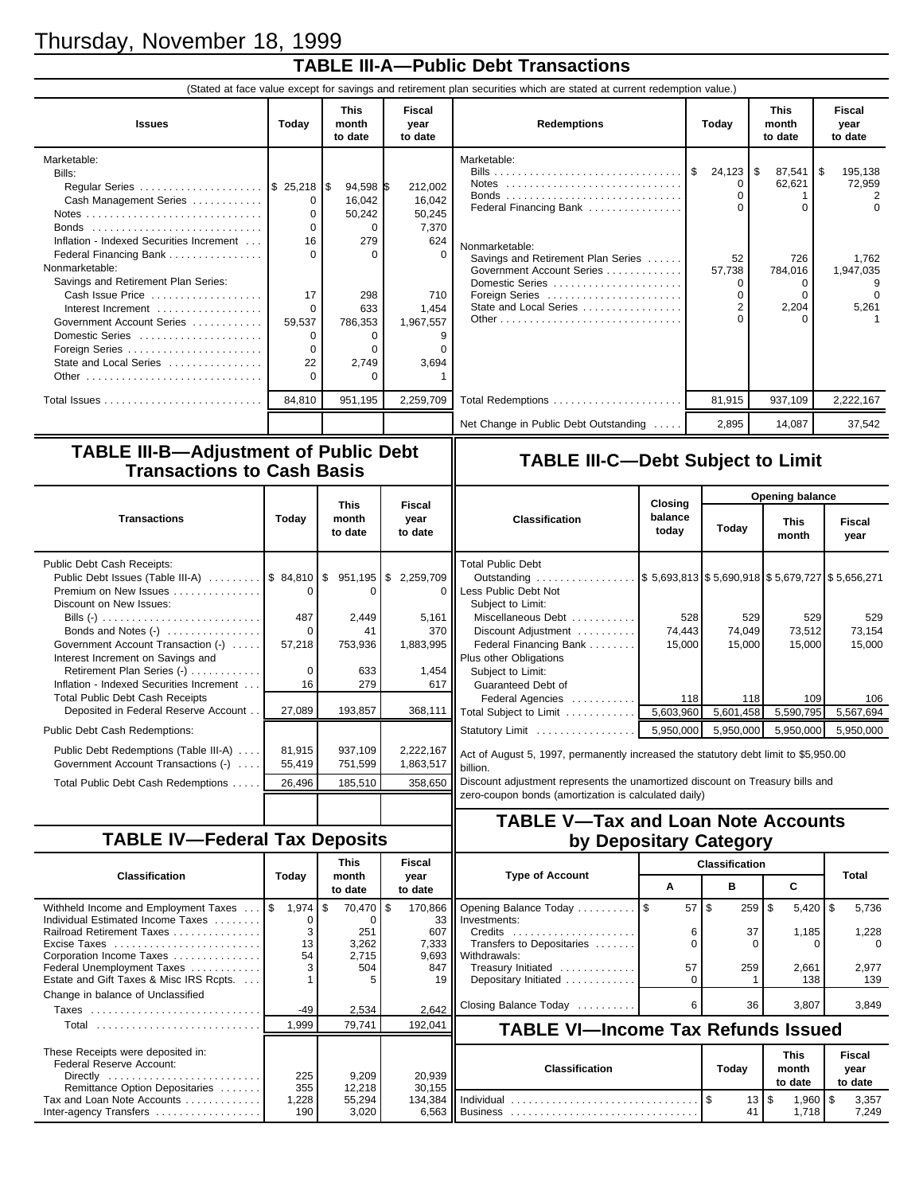Thursday, November 18, 1999

## TABLE III-A—Public Debt Transactions

(Stated at face value except for savings and retirement plan securities which are stated at current redemption value.)

| Issues | Today | This month to date | Fiscal year to date |
|---|---|---|---|
| Marketable: | | | |
| Bills: | | | |
| Regular Series | $ 25,218 | $ 94,598 | $ 212,002 |
| Cash Management Series | 0 | 16,042 | 16,042 |
| Notes | 0 | 50,242 | 50,245 |
| Bonds | 0 | 0 | 7,370 |
| Inflation - Indexed Securities Increment | 16 | 279 | 624 |
| Federal Financing Bank | 0 | 0 | 0 |
| Nonmarketable: | | | |
| Savings and Retirement Plan Series: | | | |
| Cash Issue Price | 17 | 298 | 710 |
| Interest Increment | 0 | 633 | 1,454 |
| Government Account Series | 59,537 | 786,353 | 1,967,557 |
| Domestic Series | 0 | 0 | 9 |
| Foreign Series | 0 | 0 | 0 |
| State and Local Series | 22 | 2,749 | 3,694 |
| Other | 0 | 0 | 1 |
| Total Issues | 84,810 | 951,195 | 2,259,709 |

| Redemptions | Today | This month to date | Fiscal year to date |
|---|---|---|---|
| Marketable: | | | |
| Bills | $ 24,123 | $ 87,541 | $ 195,138 |
| Notes | 0 | 62,621 | 72,959 |
| Bonds | 0 | 1 | 2 |
| Federal Financing Bank | 0 | 0 | 0 |
| Nonmarketable: | | | |
| Savings and Retirement Plan Series | 52 | 726 | 1,762 |
| Government Account Series | 57,738 | 784,016 | 1,947,035 |
| Domestic Series | 0 | 0 | 9 |
| Foreign Series | 0 | 0 | 0 |
| State and Local Series | 2 | 2,204 | 5,261 |
| Other | 0 | 0 | 1 |
| Total Redemptions | 81,915 | 937,109 | 2,222,167 |
| Net Change in Public Debt Outstanding | 2,895 | 14,087 | 37,542 |

## TABLE III-B—Adjustment of Public Debt Transactions to Cash Basis

| Transactions | Today | This month to date | Fiscal year to date |
|---|---|---|---|
| Public Debt Cash Receipts: | | | |
| Public Debt Issues (Table III-A) | $ 84,810 | $ 951,195 | $ 2,259,709 |
| Premium on New Issues | 0 | 0 | 0 |
| Discount on New Issues: | | | |
| Bills (-) | 487 | 2,449 | 5,161 |
| Bonds and Notes (-) | 0 | 41 | 370 |
| Government Account Transaction (-) | 57,218 | 753,936 | 1,883,995 |
| Interest Increment on Savings and Retirement Plan Series (-) | 0 | 633 | 1,454 |
| Inflation - Indexed Securities Increment | 16 | 279 | 617 |
| Total Public Debt Cash Receipts Deposited in Federal Reserve Account | 27,089 | 193,857 | 368,111 |
| Public Debt Cash Redemptions: | | | |
| Public Debt Redemptions (Table III-A) | 81,915 | 937,109 | 2,222,167 |
| Government Account Transactions (-) | 55,419 | 751,599 | 1,863,517 |
| Total Public Debt Cash Redemptions | 26,496 | 185,510 | 358,650 |

## TABLE III-C—Debt Subject to Limit

| Classification | Closing balance today | Opening balance Today | Opening balance This month | Opening balance Fiscal year |
|---|---|---|---|---|
| Total Public Debt Outstanding | $ 5,693,813 | $ 5,690,918 | $ 5,679,727 | $ 5,656,271 |
| Less Public Debt Not Subject to Limit: | | | | |
| Miscellaneous Debt | 528 | 529 | 529 | 529 |
| Discount Adjustment | 74,443 | 74,049 | 73,512 | 73,154 |
| Federal Financing Bank | 15,000 | 15,000 | 15,000 | 15,000 |
| Plus other Obligations Subject to Limit: | | | | |
| Guaranteed Debt of Federal Agencies | 118 | 118 | 109 | 106 |
| Total Subject to Limit | 5,603,960 | 5,601,458 | 5,590,795 | 5,567,694 |
| Statutory Limit | 5,950,000 | 5,950,000 | 5,950,000 | 5,950,000 |

Act of August 5, 1997, permanently increased the statutory debt limit to $5,950.00 billion.

Discount adjustment represents the unamortized discount on Treasury bills and zero-coupon bonds (amortization is calculated daily)

## TABLE IV—Federal Tax Deposits

| Classification | Today | This month to date | Fiscal year to date |
|---|---|---|---|
| Withheld Income and Employment Taxes | $ 1,974 | $ 70,470 | $ 170,866 |
| Individual Estimated Income Taxes | 0 | 0 | 33 |
| Railroad Retirement Taxes | 3 | 251 | 607 |
| Excise Taxes | 13 | 3,262 | 7,333 |
| Corporation Income Taxes | 54 | 2,715 | 9,693 |
| Federal Unemployment Taxes | 3 | 504 | 847 |
| Estate and Gift Taxes & Misc IRS Rcpts. | 1 | 5 | 19 |
| Change in balance of Unclassified Taxes | -49 | 2,534 | 2,642 |
| Total | 1,999 | 79,741 | 192,041 |
| These Receipts were deposited in: | | | |
| Federal Reserve Account: | | | |
| Directly | 225 | 9,209 | 20,939 |
| Remittance Option Depositaries | 355 | 12,218 | 30,155 |
| Tax and Loan Note Accounts | 1,228 | 55,294 | 134,384 |
| Inter-agency Transfers | 190 | 3,020 | 6,563 |

## TABLE V—Tax and Loan Note Accounts by Depositary Category

| Type of Account | Classification A | Classification B | Classification C | Total |
|---|---|---|---|---|
| Opening Balance Today | $ 57 | $ 259 | $ 5,420 | $ 5,736 |
| Investments: | | | | |
| Credits | 6 | 37 | 1,185 | 1,228 |
| Transfers to Depositaries | 0 | 0 | 0 | 0 |
| Withdrawals: | | | | |
| Treasury Initiated | 57 | 259 | 2,661 | 2,977 |
| Depositary Initiated | 0 | 1 | 138 | 139 |
| Closing Balance Today | 6 | 36 | 3,807 | 3,849 |

## TABLE VI—Income Tax Refunds Issued

| Classification | Today | This month to date | Fiscal year to date |
|---|---|---|---|
| Individual | $ 13 | $ 1,960 | $ 3,357 |
| Business | 41 | 1,718 | 7,249 |